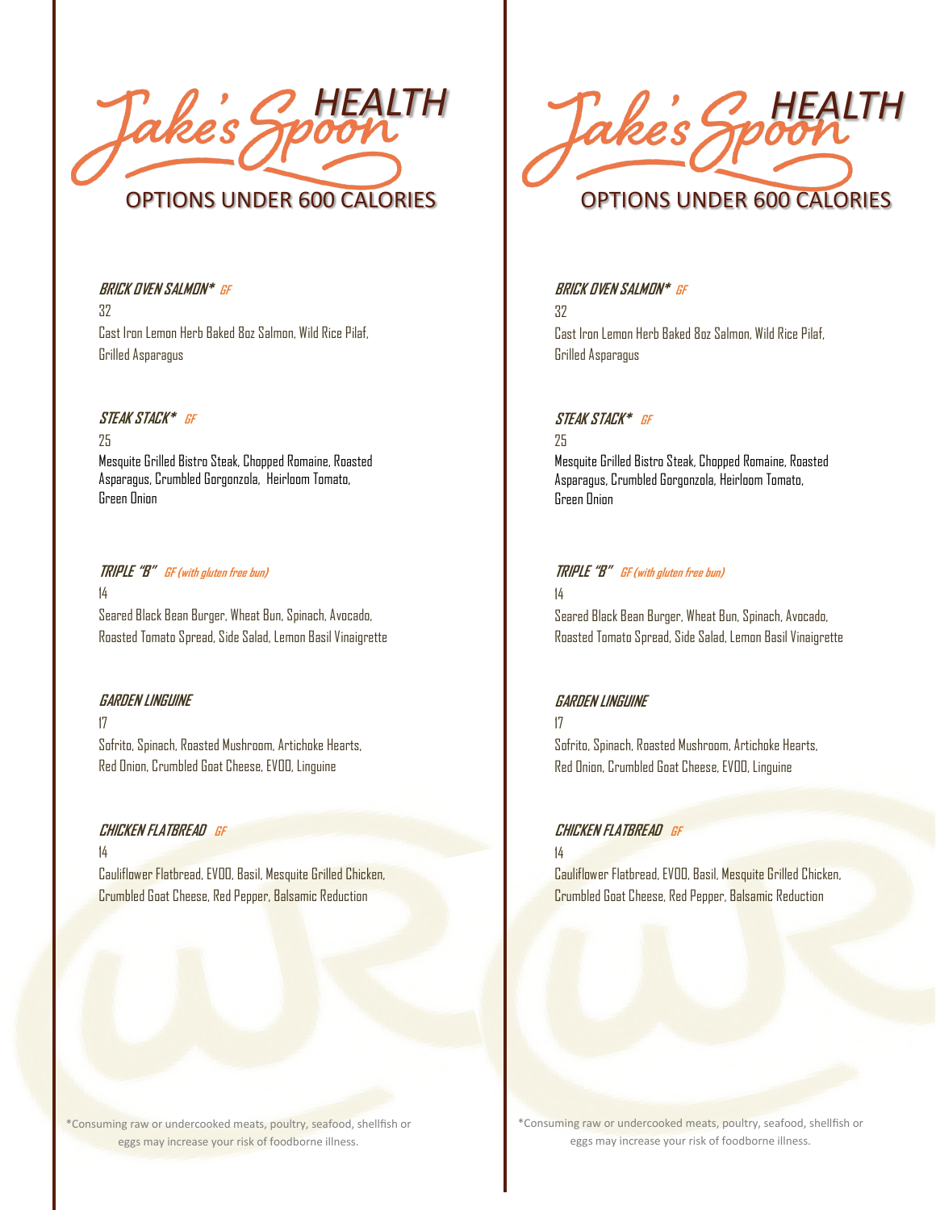# Jake's Spoon HEALTH

## OPTIONS UNDER 600 CALORIES

### *BRICK OVEN SALMON** GF

32

Cast Iron Lemon Herb Baked 8oz Salmon, Wild Rice Pilaf, Grilled Asparagus

### *STEAK STACK** GF

25

Mesquite Grilled Bistro Steak, Chopped Romaine, Roasted Asparagus, Crumbled Gorgonzola, Heirloom Tomato, Green Onion

### *TRIPLE "B"* GF (with gluten free bun)

14

Seared Black Bean Burger, Wheat Bun, Spinach, Avocado, Roasted Tomato Spread, Side Salad, Lemon Basil Vinaigrette

### *GARDEN LINGUINE*

17

Sofrito, Spinach, Roasted Mushroom, Artichoke Hearts, Red Onion, Crumbled Goat Cheese, EVOO, Linguine

### *CHICKEN FLATBREAD* GF

14

Cauliflower Flatbread, EVOO, Basil, Mesquite Grilled Chicken, Crumbled Goat Cheese, Red Pepper, Balsamic Reduction

*Consuming raw or undercooked meats, poultry, seafood, shellfish or eggs may increase your risk of foodborne illness.

# Jake's Spoon HEALTH

## OPTIONS UNDER 600 CALORIES

### *BRICK OVEN SALMON** GF

32

Cast Iron Lemon Herb Baked 8oz Salmon, Wild Rice Pilaf, Grilled Asparagus

### *STEAK STACK** GF

25

Mesquite Grilled Bistro Steak, Chopped Romaine, Roasted Asparagus, Crumbled Gorgonzola, Heirloom Tomato, Green Onion

### *TRIPLE "B"* GF (with gluten free bun)

14

Seared Black Bean Burger, Wheat Bun, Spinach, Avocado, Roasted Tomato Spread, Side Salad, Lemon Basil Vinaigrette

### *GARDEN LINGUINE*

17

Sofrito, Spinach, Roasted Mushroom, Artichoke Hearts, Red Onion, Crumbled Goat Cheese, EVOO, Linguine

### *CHICKEN FLATBREAD* GF

14

Cauliflower Flatbread, EVOO, Basil, Mesquite Grilled Chicken, Crumbled Goat Cheese, Red Pepper, Balsamic Reduction

*Consuming raw or undercooked meats, poultry, seafood, shellfish or eggs may increase your risk of foodborne illness.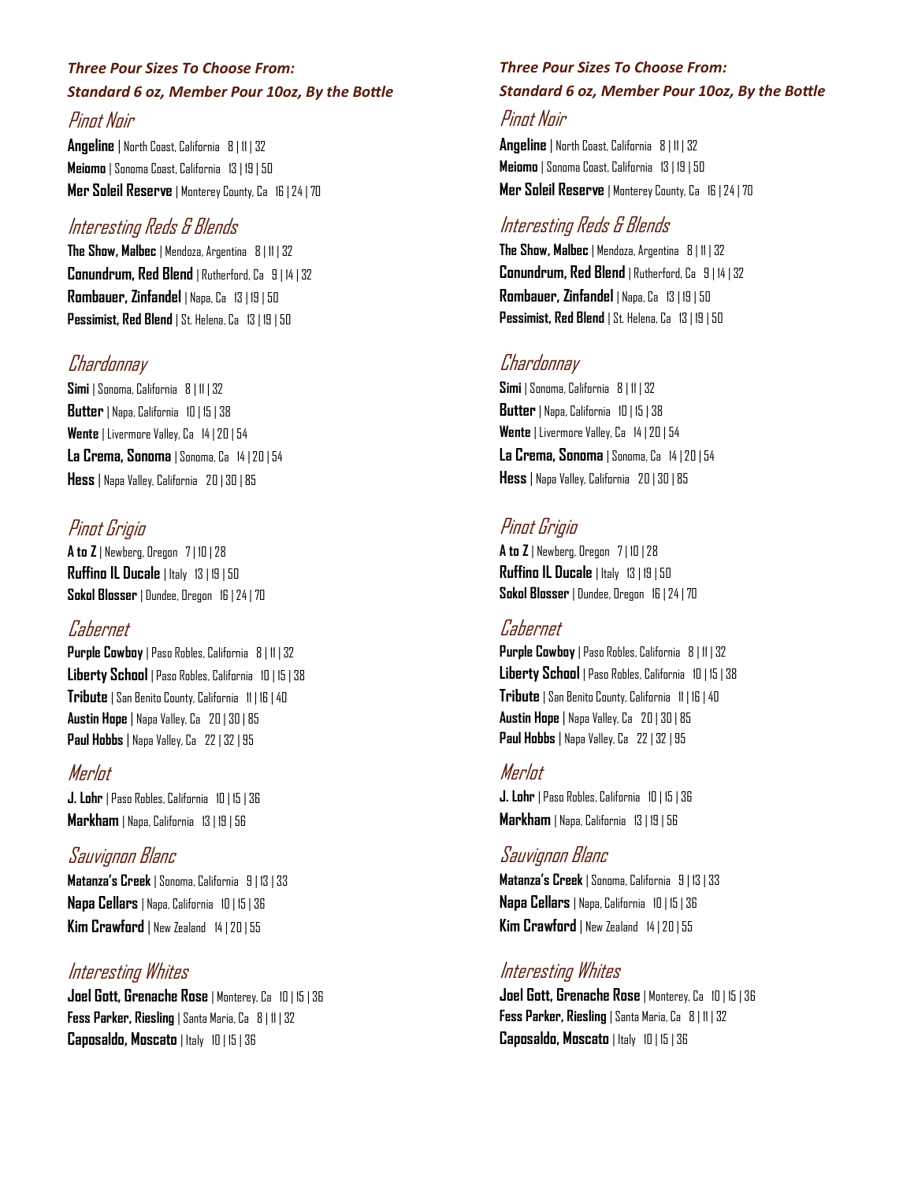***Three Pour Sizes To Choose From:***
***Standard 6 oz, Member Pour 10oz, By the Bottle***

## *Pinot Noir*

**Angeline** | North Coast, California 8 | 11 | 32
**Meiomo** | Sonoma Coast, California 13 | 19 | 50
**Mer Soleil Reserve** | Monterey County, Ca 16 | 24 | 70

## *Interesting Reds & Blends*

**The Show, Malbec** | Mendoza, Argentina 8 | 11 | 32
**Conundrum, Red Blend** | Rutherford, Ca 9 | 14 | 32
**Rombauer, Zinfandel** | Napa, Ca 13 | 19 | 50
**Pessimist, Red Blend** | St. Helena, Ca 13 | 19 | 50

## *Chardonnay*

**Simi** | Sonoma, California 8 | 11 | 32
**Butter** | Napa, California 10 | 15 | 38
**Wente** | Livermore Valley, Ca 14 | 20 | 54
**La Crema, Sonoma** | Sonoma, Ca 14 | 20 | 54
**Hess** | Napa Valley, California 20 | 30 | 85

## *Pinot Grigio*

**A to Z** | Newberg, Oregon 7 | 10 | 28
**Ruffino IL Ducale** | Italy 13 | 19 | 50
**Sokol Blosser** | Dundee, Oregon 16 | 24 | 70

## *Cabernet*

**Purple Cowboy** | Paso Robles, California 8 | 11 | 32
**Liberty School** | Paso Robles, California 10 | 15 | 38
**Tribute** | San Benito County, California 11 | 16 | 40
**Austin Hope** | Napa Valley, Ca 20 | 30 | 85
**Paul Hobbs** | Napa Valley, Ca 22 | 32 | 95

## *Merlot*

**J. Lohr** | Paso Robles, California 10 | 15 | 36
**Markham** | Napa, California 13 | 19 | 56

## *Sauvignon Blanc*

**Matanza's Creek** | Sonoma, California 9 | 13 | 33
**Napa Cellars** | Napa, California 10 | 15 | 36
**Kim Crawford** | New Zealand 14 | 20 | 55

## *Interesting Whites*

**Joel Gott, Grenache Rose** | Monterey, Ca 10 | 15 | 36
**Fess Parker, Riesling** | Santa Maria, Ca 8 | 11 | 32
**Caposaldo, Moscato** | Italy 10 | 15 | 36

***Three Pour Sizes To Choose From:***
***Standard 6 oz, Member Pour 10oz, By the Bottle***

## *Pinot Noir*

**Angeline** | North Coast, California 8 | 11 | 32
**Meiomo** | Sonoma Coast, California 13 | 19 | 50
**Mer Soleil Reserve** | Monterey County, Ca 16 | 24 | 70

## *Interesting Reds & Blends*

**The Show, Malbec** | Mendoza, Argentina 8 | 11 | 32
**Conundrum, Red Blend** | Rutherford, Ca 9 | 14 | 32
**Rombauer, Zinfandel** | Napa, Ca 13 | 19 | 50
**Pessimist, Red Blend** | St. Helena, Ca 13 | 19 | 50

## *Chardonnay*

**Simi** | Sonoma, California 8 | 11 | 32
**Butter** | Napa, California 10 | 15 | 38
**Wente** | Livermore Valley, Ca 14 | 20 | 54
**La Crema, Sonoma** | Sonoma, Ca 14 | 20 | 54
**Hess** | Napa Valley, California 20 | 30 | 85

## *Pinot Grigio*

**A to Z** | Newberg, Oregon 7 | 10 | 28
**Ruffino IL Ducale** | Italy 13 | 19 | 50
**Sokol Blosser** | Dundee, Oregon 16 | 24 | 70

## *Cabernet*

**Purple Cowboy** | Paso Robles, California 8 | 11 | 32
**Liberty School** | Paso Robles, California 10 | 15 | 38
**Tribute** | San Benito County, California 11 | 16 | 40
**Austin Hope** | Napa Valley, Ca 20 | 30 | 85
**Paul Hobbs** | Napa Valley, Ca 22 | 32 | 95

## *Merlot*

**J. Lohr** | Paso Robles, California 10 | 15 | 36
**Markham** | Napa, California 13 | 19 | 56

## *Sauvignon Blanc*

**Matanza's Creek** | Sonoma, California 9 | 13 | 33
**Napa Cellars** | Napa, California 10 | 15 | 36
**Kim Crawford** | New Zealand 14 | 20 | 55

## *Interesting Whites*

**Joel Gott, Grenache Rose** | Monterey, Ca 10 | 15 | 36
**Fess Parker, Riesling** | Santa Maria, Ca 8 | 11 | 32
**Caposaldo, Moscato** | Italy 10 | 15 | 36